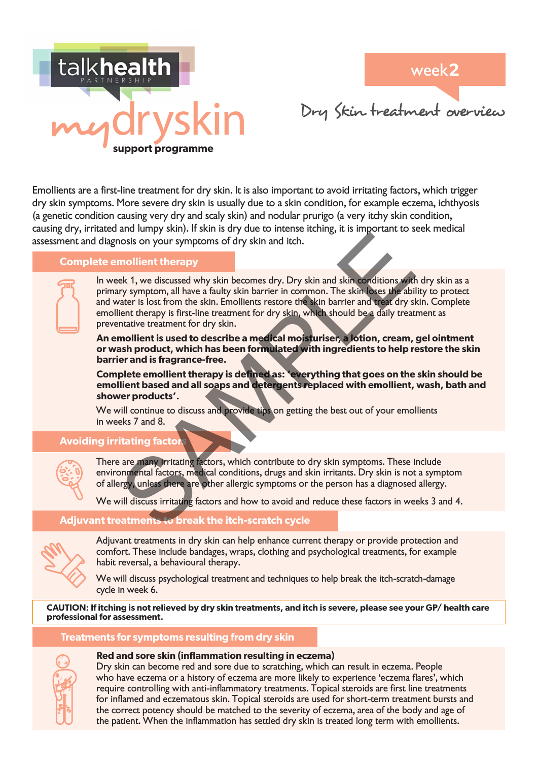talkhealth PARTNERSHIP

# mydryskin support programme

## week2

## Dry Skin treatment overview

Emollients are a first-line treatment for dry skin. It is also important to avoid irritating factors, which trigger dry skin symptoms. More severe dry skin is usually due to a skin condition, for example eczema, ichthyosis (a genetic condition causing very dry and scaly skin) and nodular prurigo (a very itchy skin condition, causing dry, irritated and lumpy skin). If skin is dry due to intense itching, it is important to seek medical assessment and diagnosis on your symptoms of dry skin and itch.

### Complete emollient therapy

In week 1, we discussed why skin becomes dry. Dry skin and skin conditions with dry skin as a primary symptom, all have a faulty skin barrier in common. The skin loses the ability to protect and water is lost from the skin. Emollients restore the skin barrier and treat dry skin. Complete emollient therapy is first-line treatment for dry skin, which should be a daily treatment as preventative treatment for dry skin.

**An emollient is used to describe a medical moisturiser, a lotion, cream, gel ointment or wash product, which has been formulated with ingredients to help restore the skin barrier and is fragrance-free.**

**Complete emollient therapy is defined as: 'everything that goes on the skin should be emollient based and all soaps and detergents replaced with emollient, wash, bath and shower products'.**

We will continue to discuss and provide tips on getting the best out of your emollients in weeks 7 and 8.

### Avoiding irritating factors

There are many irritating factors, which contribute to dry skin symptoms. These include environmental factors, medical conditions, drugs and skin irritants. Dry skin is not a symptom of allergy, unless there are other allergic symptoms or the person has a diagnosed allergy.

We will discuss irritating factors and how to avoid and reduce these factors in weeks 3 and 4.

### Adjuvant treatments to break the itch-scratch cycle

Adjuvant treatments in dry skin can help enhance current therapy or provide protection and comfort. These include bandages, wraps, clothing and psychological treatments, for example habit reversal, a behavioural therapy.

We will discuss psychological treatment and techniques to help break the itch-scratch-damage cycle in week 6.

**CAUTION: If itching is not relieved by dry skin treatments, and itch is severe, please see your GP/ health care professional for assessment.**

### Treatments for symptoms resulting from dry skin

**Red and sore skin (inflammation resulting in eczema)**
Dry skin can become red and sore due to scratching, which can result in eczema. People who have eczema or a history of eczema are more likely to experience 'eczema flares', which require controlling with anti-inflammatory treatments. Topical steroids are first line treatments for inflamed and eczematous skin. Topical steroids are used for short-term treatment bursts and the correct potency should be matched to the severity of eczema, area of the body and age of the patient. When the inflammation has settled dry skin is treated long term with emollients.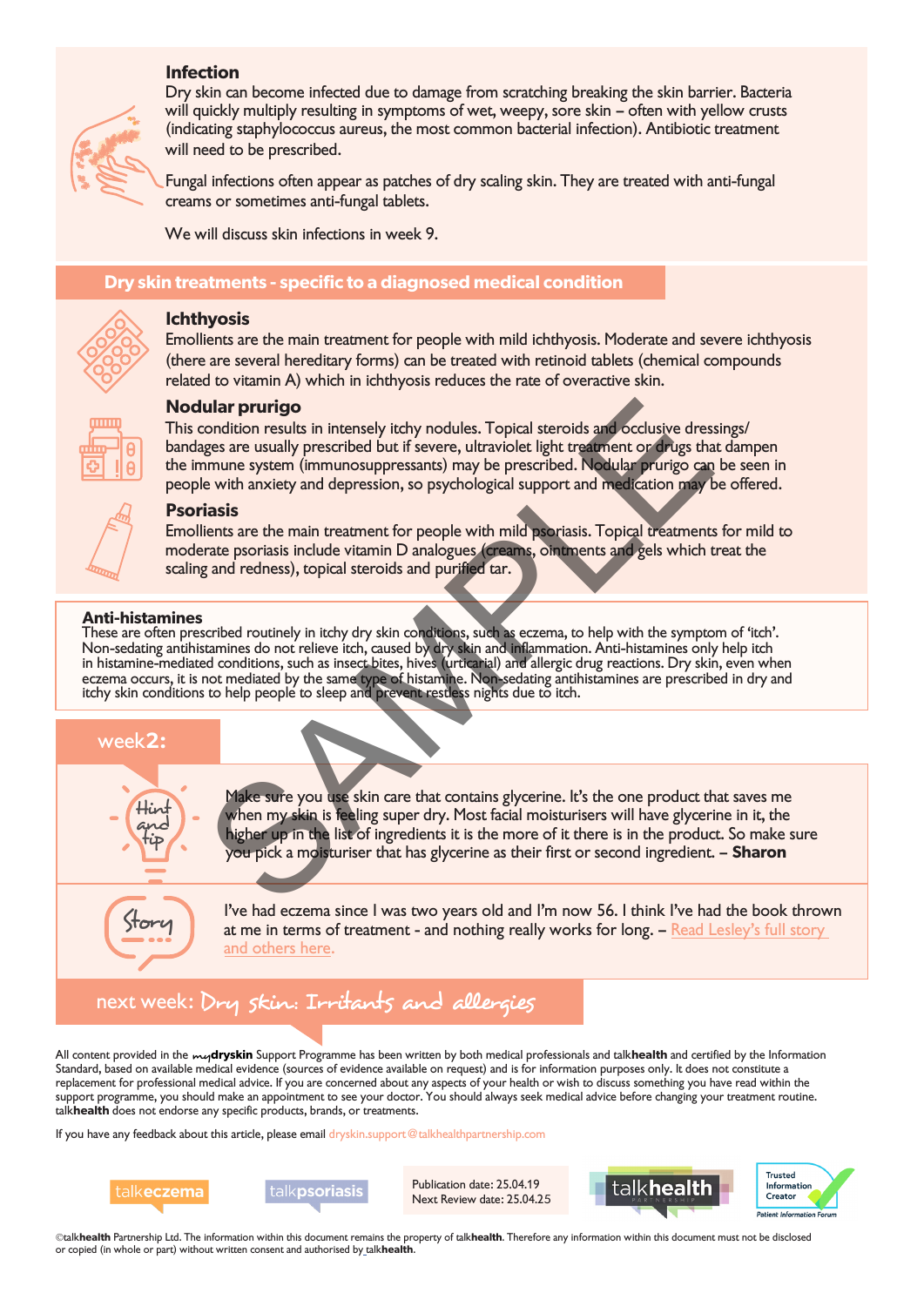### Infection

Dry skin can become infected due to damage from scratching breaking the skin barrier. Bacteria will quickly multiply resulting in symptoms of wet, weepy, sore skin – often with yellow crusts (indicating staphylococcus aureus, the most common bacterial infection). Antibiotic treatment will need to be prescribed.

Fungal infections often appear as patches of dry scaling skin. They are treated with anti-fungal creams or sometimes anti-fungal tablets.

We will discuss skin infections in week 9.

## Dry skin treatments - specific to a diagnosed medical condition

### Ichthyosis

Emollients are the main treatment for people with mild ichthyosis. Moderate and severe ichthyosis (there are several hereditary forms) can be treated with retinoid tablets (chemical compounds related to vitamin A) which in ichthyosis reduces the rate of overactive skin.

### Nodular prurigo

This condition results in intensely itchy nodules. Topical steroids and occlusive dressings/bandages are usually prescribed but if severe, ultraviolet light treatment or drugs that dampen the immune system (immunosuppressants) may be prescribed. Nodular prurigo can be seen in people with anxiety and depression, so psychological support and medication may be offered.

### Psoriasis

Emollients are the main treatment for people with mild psoriasis. Topical treatments for mild to moderate psoriasis include vitamin D analogues (creams, ointments and gels which treat the scaling and redness), topical steroids and purified tar.

### Anti-histamines

These are often prescribed routinely in itchy dry skin conditions, such as eczema, to help with the symptom of 'itch'. Non-sedating antihistamines do not relieve itch, caused by dry skin and inflammation. Anti-histamines only help itch in histamine-mediated conditions, such as insect bites, hives (urticarial) and allergic drug reactions. Dry skin, even when eczema occurs, it is not mediated by the same type of histamine. Non-sedating antihistamines are prescribed in dry and itchy skin conditions to help people to sleep and prevent restless nights due to itch.

## week 2:

**Hint and tip**

Make sure you use skin care that contains glycerine. It's the one product that saves me when my skin is feeling super dry. Most facial moisturisers will have glycerine in it, the higher up in the list of ingredients it is the more of it there is in the product. So make sure you pick a moisturiser that has glycerine as their first or second ingredient. – **Sharon**

**Story**

I've had eczema since I was two years old and I'm now 56. I think I've had the book thrown at me in terms of treatment - and nothing really works for long. – Read Lesley's full story and others here.

## next week: Dry skin: Irritants and allergies

All content provided in the mydryskin Support Programme has been written by both medical professionals and talkhealth and certified by the Information Standard, based on available medical evidence (sources of evidence available on request) and is for information purposes only. It does not constitute a replacement for professional medical advice. If you are concerned about any aspects of your health or wish to discuss something you have read within the support programme, you should make an appointment to see your doctor. You should always seek medical advice before changing your treatment routine. talkhealth does not endorse any specific products, brands, or treatments.

If you have any feedback about this article, please email dryskin.support@talkhealthpartnership.com

talkeczema | talkpsoriasis | talkhealth partnership | Trusted Information Creator – Patient Information Forum

Publication date: 25.04.19
Next Review date: 25.04.25

©talkhealth Partnership Ltd. The information within this document remains the property of talkhealth. Therefore any information within this document must not be disclosed or copied (in whole or part) without written consent and authorised by talkhealth.